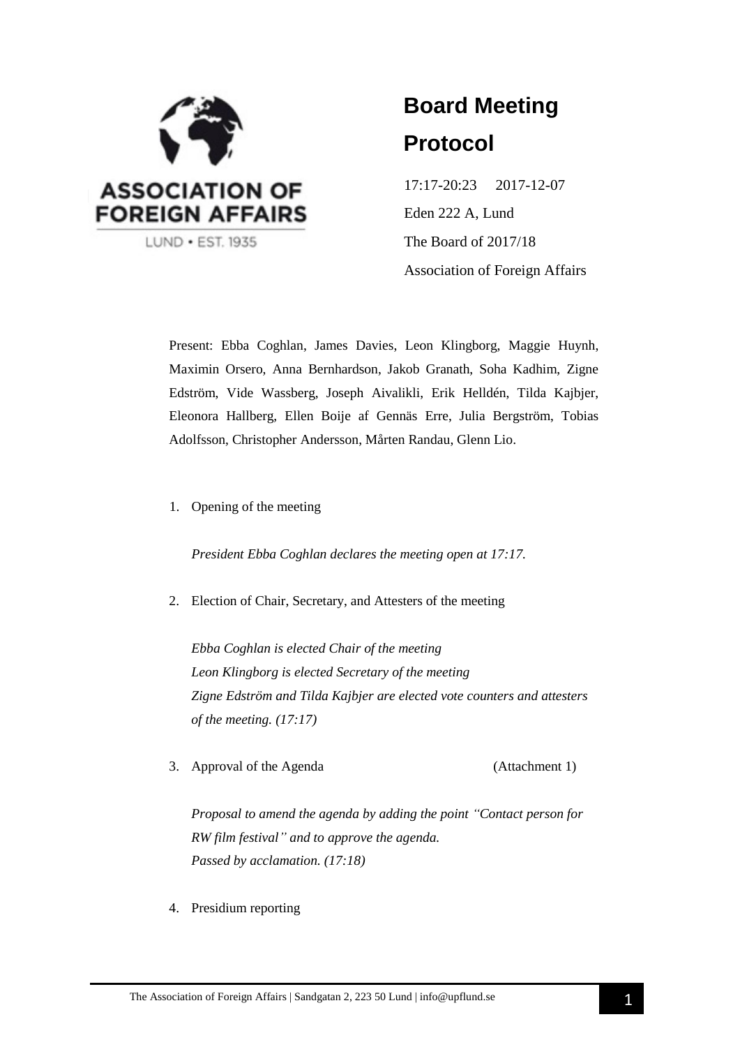ASSOCIATION OF FOREIGN AFFAIRS

LUND • EST. 1935

# Board Meeting Protocol

17:17-20:23     2017-12-07

Eden 222 A, Lund

The Board of 2017/18

Association of Foreign Affairs

Present: Ebba Coghlan, James Davies, Leon Klingborg, Maggie Huynh, Maximin Orsero, Anna Bernhardson, Jakob Granath, Soha Kadhim, Zigne Edström, Vide Wassberg, Joseph Aivalikli, Erik Helldén, Tilda Kajbjer, Eleonora Hallberg, Ellen Boije af Gennäs Erre, Julia Bergström, Tobias Adolfsson, Christopher Andersson, Mårten Randau, Glenn Lio.

1. Opening of the meeting

   *President Ebba Coghlan declares the meeting open at 17:17.*

2. Election of Chair, Secretary, and Attesters of the meeting

   *Ebba Coghlan is elected Chair of the meeting*
   *Leon Klingborg is elected Secretary of the meeting*
   *Zigne Edström and Tilda Kajbjer are elected vote counters and attesters of the meeting. (17:17)*

3. Approval of the Agenda (Attachment 1)

   *Proposal to amend the agenda by adding the point "Contact person for RW film festival" and to approve the agenda.*
   *Passed by acclamation. (17:18)*

4. Presidium reporting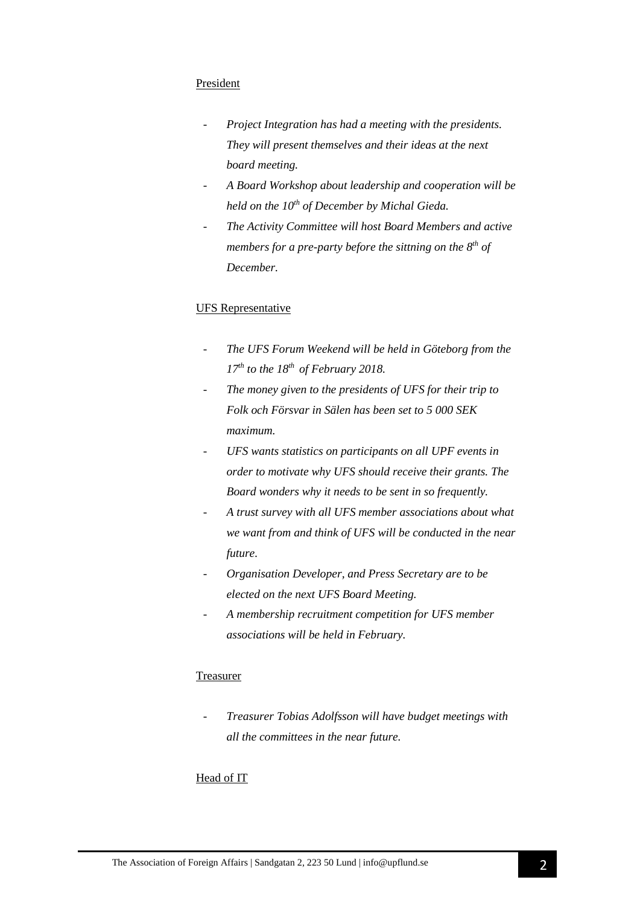President

- *Project Integration has had a meeting with the presidents. They will present themselves and their ideas at the next board meeting.*
- *A Board Workshop about leadership and cooperation will be held on the 10th of December by Michal Gieda.*
- *The Activity Committee will host Board Members and active members for a pre-party before the sittning on the 8th of December.*

UFS Representative

- *The UFS Forum Weekend will be held in Göteborg from the 17th to the 18th of February 2018.*
- *The money given to the presidents of UFS for their trip to Folk och Försvar in Sälen has been set to 5 000 SEK maximum.*
- *UFS wants statistics on participants on all UPF events in order to motivate why UFS should receive their grants. The Board wonders why it needs to be sent in so frequently.*
- *A trust survey with all UFS member associations about what we want from and think of UFS will be conducted in the near future.*
- *Organisation Developer, and Press Secretary are to be elected on the next UFS Board Meeting.*
- *A membership recruitment competition for UFS member associations will be held in February.*

Treasurer

- *Treasurer Tobias Adolfsson will have budget meetings with all the committees in the near future.*

Head of IT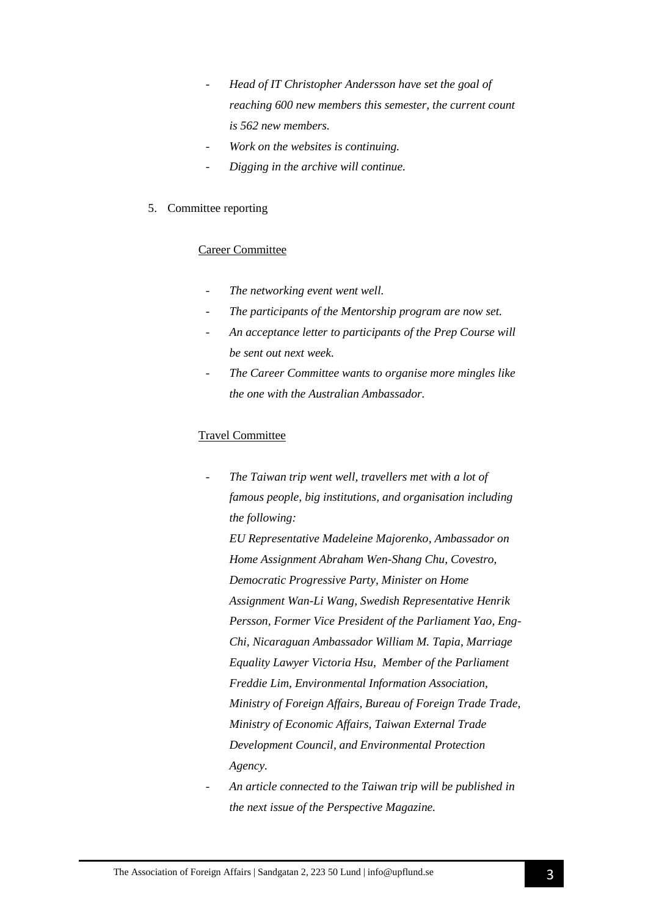- *Head of IT Christopher Andersson have set the goal of reaching 600 new members this semester, the current count is 562 new members.*
- *Work on the websites is continuing.*
- *Digging in the archive will continue.*

5. Committee reporting

Career Committee

- *The networking event went well.*
- *The participants of the Mentorship program are now set.*
- *An acceptance letter to participants of the Prep Course will be sent out next week.*
- *The Career Committee wants to organise more mingles like the one with the Australian Ambassador.*

Travel Committee

- *The Taiwan trip went well, travellers met with a lot of famous people, big institutions, and organisation including the following:*
  *EU Representative Madeleine Majorenko, Ambassador on Home Assignment Abraham Wen-Shang Chu, Covestro, Democratic Progressive Party, Minister on Home Assignment Wan-Li Wang, Swedish Representative Henrik Persson, Former Vice President of the Parliament Yao, Eng-Chi, Nicaraguan Ambassador William M. Tapia, Marriage Equality Lawyer Victoria Hsu, Member of the Parliament Freddie Lim, Environmental Information Association, Ministry of Foreign Affairs, Bureau of Foreign Trade Trade, Ministry of Economic Affairs, Taiwan External Trade Development Council, and Environmental Protection Agency.*
- *An article connected to the Taiwan trip will be published in the next issue of the Perspective Magazine.*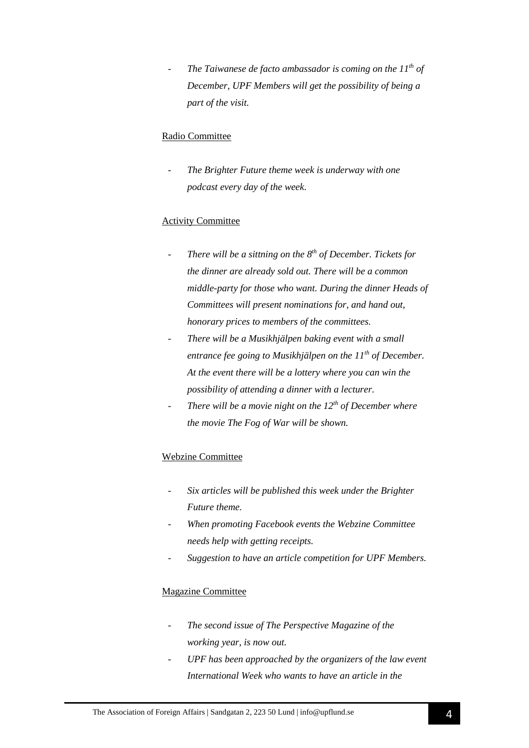- *The Taiwanese de facto ambassador is coming on the 11th of December, UPF Members will get the possibility of being a part of the visit.*

Radio Committee

- *The Brighter Future theme week is underway with one podcast every day of the week.*

Activity Committee

- *There will be a sittning on the 8th of December. Tickets for the dinner are already sold out. There will be a common middle-party for those who want. During the dinner Heads of Committees will present nominations for, and hand out, honorary prices to members of the committees.*
- *There will be a Musikhjälpen baking event with a small entrance fee going to Musikhjälpen on the 11th of December. At the event there will be a lottery where you can win the possibility of attending a dinner with a lecturer.*
- *There will be a movie night on the 12th of December where the movie The Fog of War will be shown.*

Webzine Committee

- *Six articles will be published this week under the Brighter Future theme.*
- *When promoting Facebook events the Webzine Committee needs help with getting receipts.*
- *Suggestion to have an article competition for UPF Members.*

Magazine Committee

- *The second issue of The Perspective Magazine of the working year, is now out.*
- *UPF has been approached by the organizers of the law event International Week who wants to have an article in the*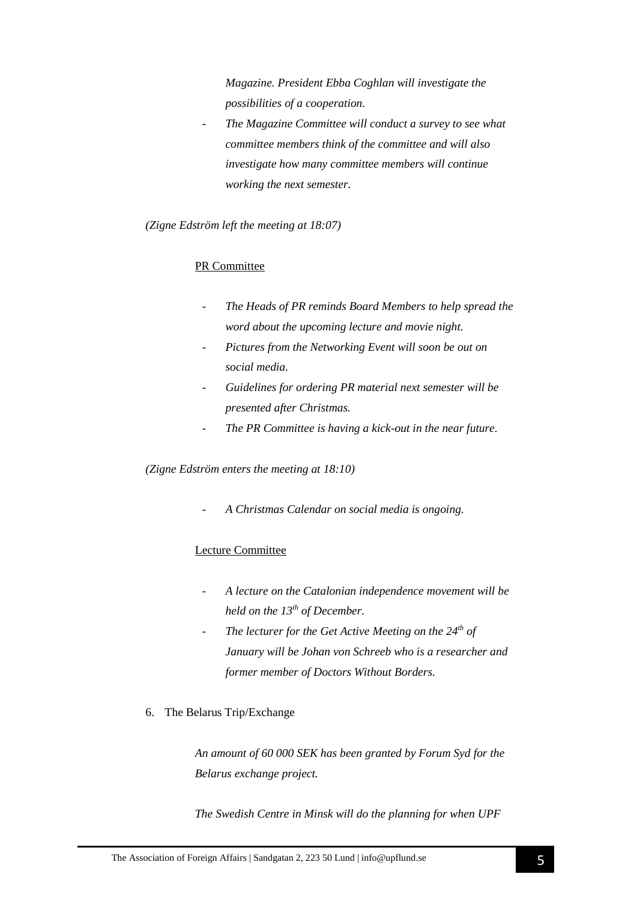*Magazine. President Ebba Coghlan will investigate the possibilities of a cooperation.*

- *The Magazine Committee will conduct a survey to see what committee members think of the committee and will also investigate how many committee members will continue working the next semester.*

*(Zigne Edström left the meeting at 18:07)*

PR Committee

- *The Heads of PR reminds Board Members to help spread the word about the upcoming lecture and movie night.*
- *Pictures from the Networking Event will soon be out on social media.*
- *Guidelines for ordering PR material next semester will be presented after Christmas.*
- *The PR Committee is having a kick-out in the near future.*

*(Zigne Edström enters the meeting at 18:10)*

- *A Christmas Calendar on social media is ongoing.*

Lecture Committee

- *A lecture on the Catalonian independence movement will be held on the 13th of December.*
- *The lecturer for the Get Active Meeting on the 24th of January will be Johan von Schreeb who is a researcher and former member of Doctors Without Borders.*

6. The Belarus Trip/Exchange

*An amount of 60 000 SEK has been granted by Forum Syd for the Belarus exchange project.*

*The Swedish Centre in Minsk will do the planning for when UPF*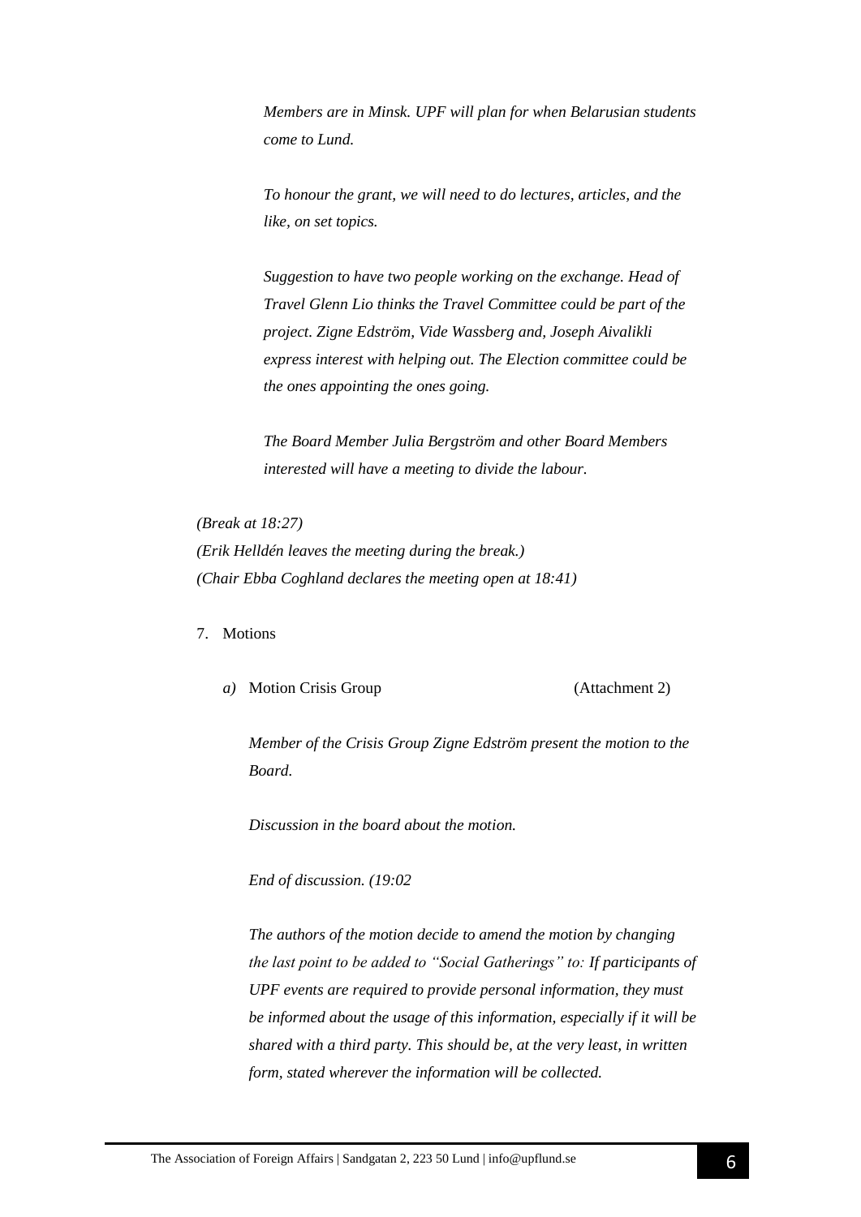*Members are in Minsk. UPF will plan for when Belarusian students come to Lund.*

*To honour the grant, we will need to do lectures, articles, and the like, on set topics.*

*Suggestion to have two people working on the exchange. Head of Travel Glenn Lio thinks the Travel Committee could be part of the project. Zigne Edström, Vide Wassberg and, Joseph Aivalikli express interest with helping out. The Election committee could be the ones appointing the ones going.*

*The Board Member Julia Bergström and other Board Members interested will have a meeting to divide the labour.*

*(Break at 18:27)*
*(Erik Helldén leaves the meeting during the break.)*
*(Chair Ebba Coghland declares the meeting open at 18:41)*

7. Motions

   *a)* Motion Crisis Group (Attachment 2)

   *Member of the Crisis Group Zigne Edström present the motion to the Board.*

   *Discussion in the board about the motion.*

   *End of discussion. (19:02*

   *The authors of the motion decide to amend the motion by changing the last point to be added to "Social Gatherings" to: If participants of UPF events are required to provide personal information, they must be informed about the usage of this information, especially if it will be shared with a third party. This should be, at the very least, in written form, stated wherever the information will be collected.*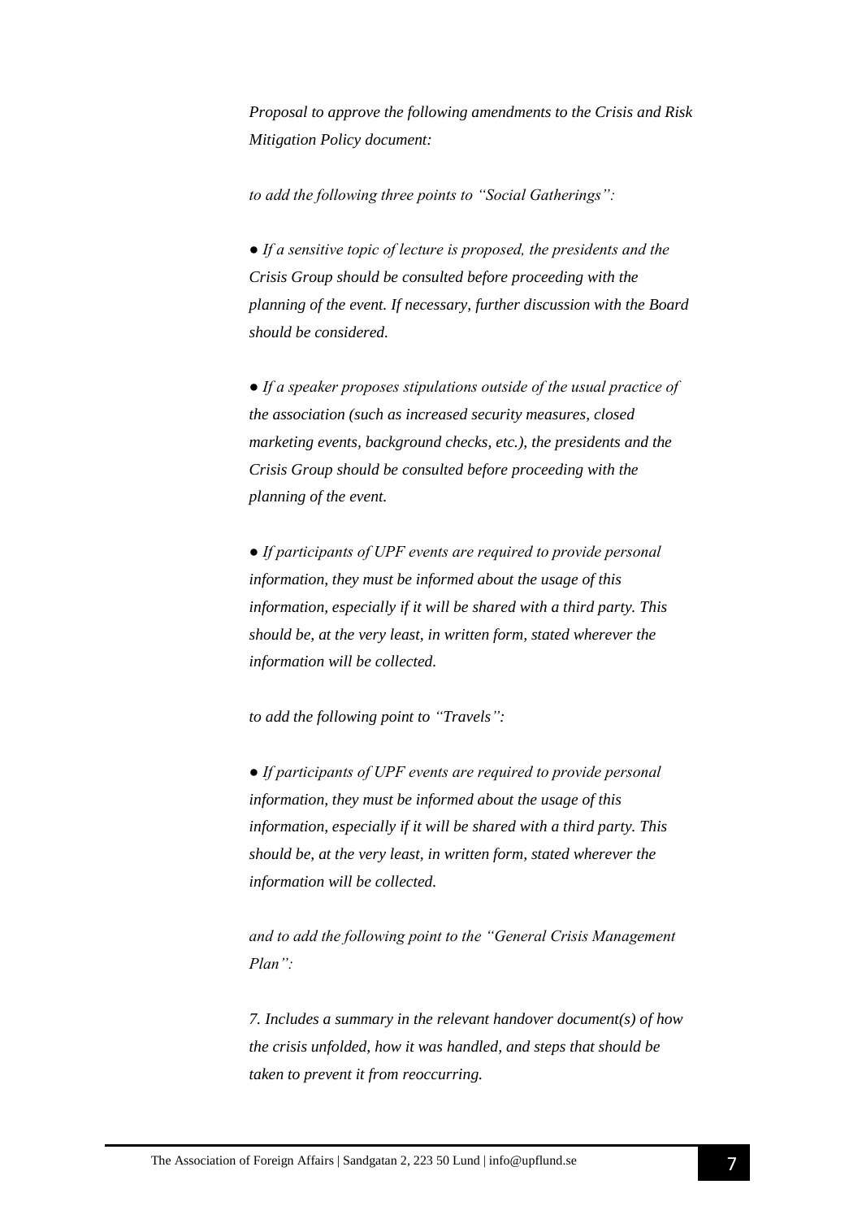*Proposal to approve the following amendments to the Crisis and Risk Mitigation Policy document:*

*to add the following three points to "Social Gatherings":*

- *If a sensitive topic of lecture is proposed, the presidents and the Crisis Group should be consulted before proceeding with the planning of the event. If necessary, further discussion with the Board should be considered.*

- *If a speaker proposes stipulations outside of the usual practice of the association (such as increased security measures, closed marketing events, background checks, etc.), the presidents and the Crisis Group should be consulted before proceeding with the planning of the event.*

- *If participants of UPF events are required to provide personal information, they must be informed about the usage of this information, especially if it will be shared with a third party. This should be, at the very least, in written form, stated wherever the information will be collected.*

*to add the following point to "Travels":*

- *If participants of UPF events are required to provide personal information, they must be informed about the usage of this information, especially if it will be shared with a third party. This should be, at the very least, in written form, stated wherever the information will be collected.*

*and to add the following point to the "General Crisis Management Plan":*

*7. Includes a summary in the relevant handover document(s) of how the crisis unfolded, how it was handled, and steps that should be taken to prevent it from reoccurring.*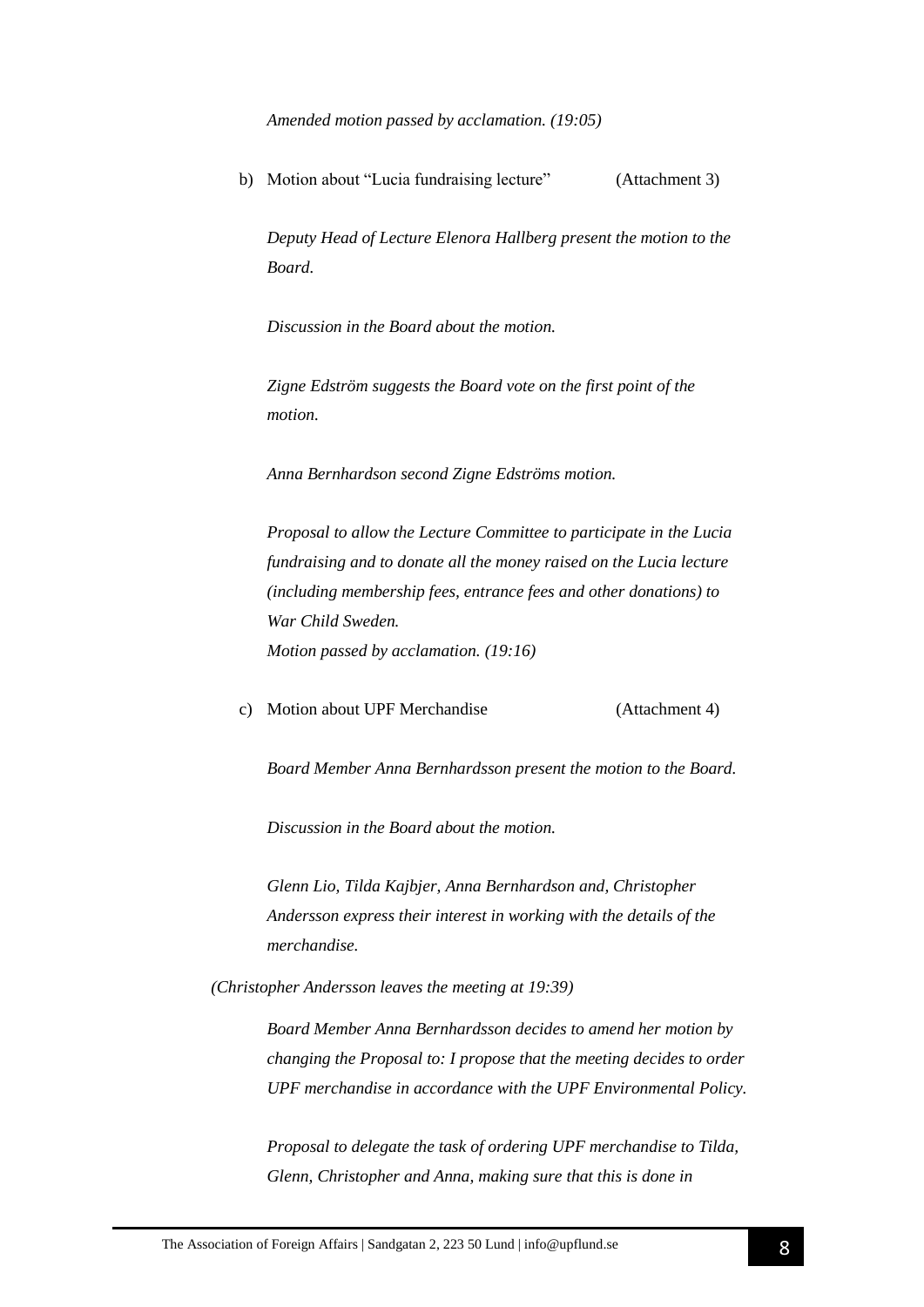*Amended motion passed by acclamation. (19:05)*

b) Motion about "Lucia fundraising lecture" (Attachment 3)

*Deputy Head of Lecture Elenora Hallberg present the motion to the Board.*

*Discussion in the Board about the motion.*

*Zigne Edström suggests the Board vote on the first point of the motion.*

*Anna Bernhardson second Zigne Edströms motion.*

*Proposal to allow the Lecture Committee to participate in the Lucia fundraising and to donate all the money raised on the Lucia lecture (including membership fees, entrance fees and other donations) to War Child Sweden.*
*Motion passed by acclamation. (19:16)*

c) Motion about UPF Merchandise (Attachment 4)

*Board Member Anna Bernhardsson present the motion to the Board.*

*Discussion in the Board about the motion.*

*Glenn Lio, Tilda Kajbjer, Anna Bernhardson and, Christopher Andersson express their interest in working with the details of the merchandise.*

*(Christopher Andersson leaves the meeting at 19:39)*

*Board Member Anna Bernhardsson decides to amend her motion by changing the Proposal to: I propose that the meeting decides to order UPF merchandise in accordance with the UPF Environmental Policy.*

*Proposal to delegate the task of ordering UPF merchandise to Tilda, Glenn, Christopher and Anna, making sure that this is done in*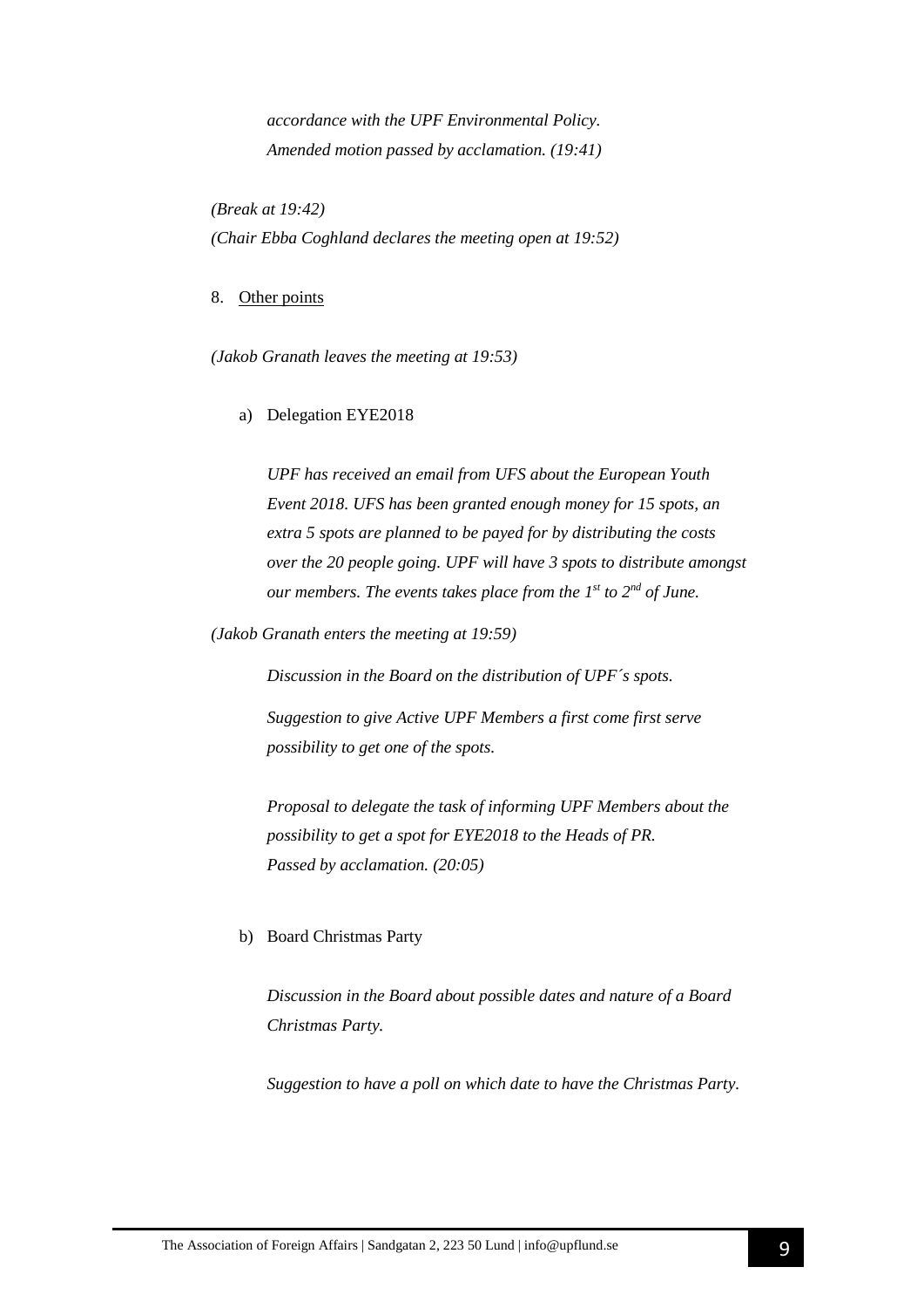*accordance with the UPF Environmental Policy.*
*Amended motion passed by acclamation. (19:41)*

*(Break at 19:42)*
*(Chair Ebba Coghland declares the meeting open at 19:52)*

8. Other points

*(Jakob Granath leaves the meeting at 19:53)*

a) Delegation EYE2018

*UPF has received an email from UFS about the European Youth Event 2018. UFS has been granted enough money for 15 spots, an extra 5 spots are planned to be payed for by distributing the costs over the 20 people going. UPF will have 3 spots to distribute amongst our members. The events takes place from the 1st to 2nd of June.*

*(Jakob Granath enters the meeting at 19:59)*

*Discussion in the Board on the distribution of UPF´s spots.*

*Suggestion to give Active UPF Members a first come first serve possibility to get one of the spots.*

*Proposal to delegate the task of informing UPF Members about the possibility to get a spot for EYE2018 to the Heads of PR.*
*Passed by acclamation. (20:05)*

b) Board Christmas Party

*Discussion in the Board about possible dates and nature of a Board Christmas Party.*

*Suggestion to have a poll on which date to have the Christmas Party.*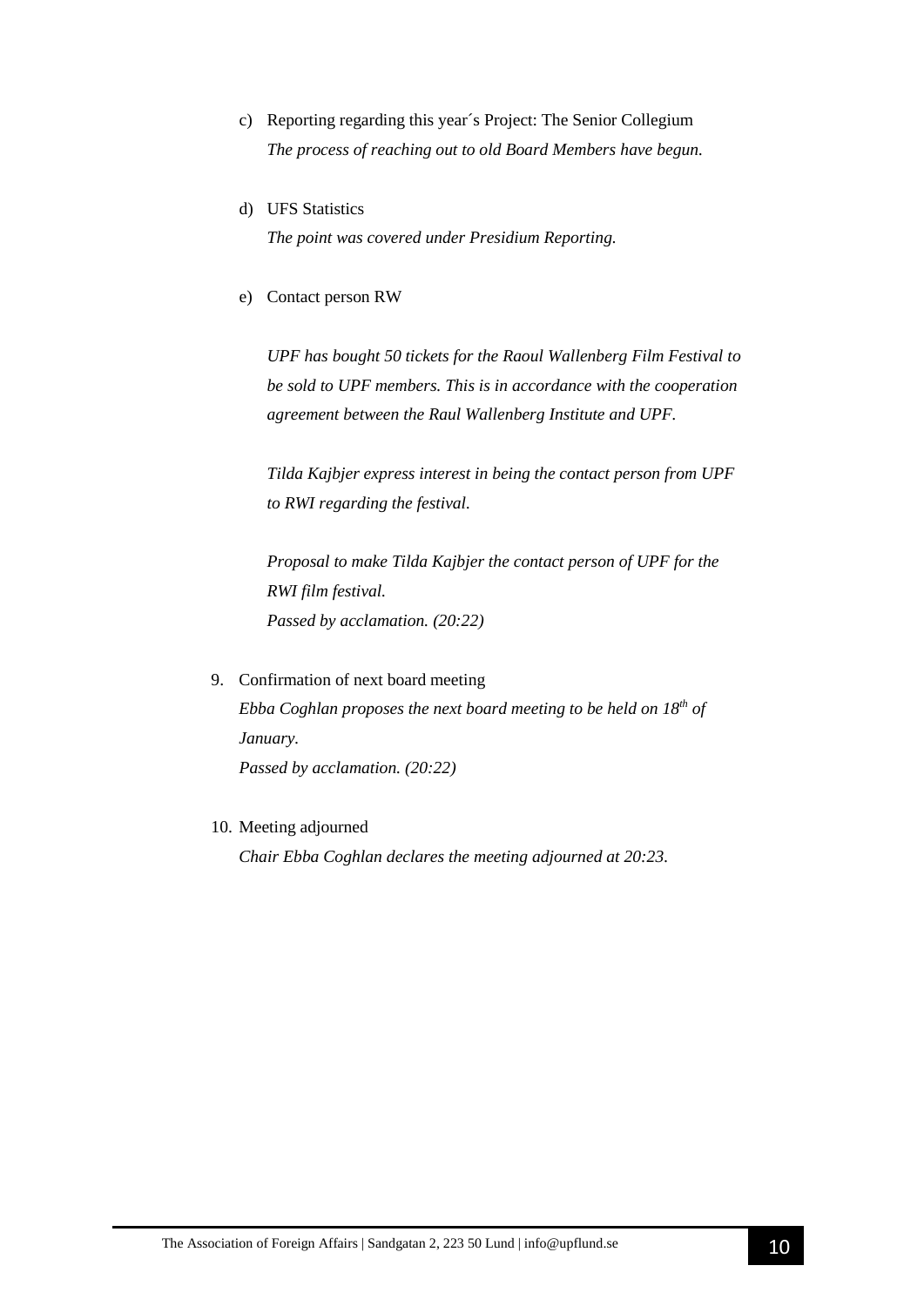c) Reporting regarding this year´s Project: The Senior Collegium
   *The process of reaching out to old Board Members have begun.*

d) UFS Statistics
   *The point was covered under Presidium Reporting.*

e) Contact person RW

   *UPF has bought 50 tickets for the Raoul Wallenberg Film Festival to be sold to UPF members. This is in accordance with the cooperation agreement between the Raul Wallenberg Institute and UPF.*

   *Tilda Kajbjer express interest in being the contact person from UPF to RWI regarding the festival.*

   *Proposal to make Tilda Kajbjer the contact person of UPF for the RWI film festival.*
   *Passed by acclamation. (20:22)*

9. Confirmation of next board meeting
   *Ebba Coghlan proposes the next board meeting to be held on 18th of January.*
   *Passed by acclamation. (20:22)*

10. Meeting adjourned
    *Chair Ebba Coghlan declares the meeting adjourned at 20:23.*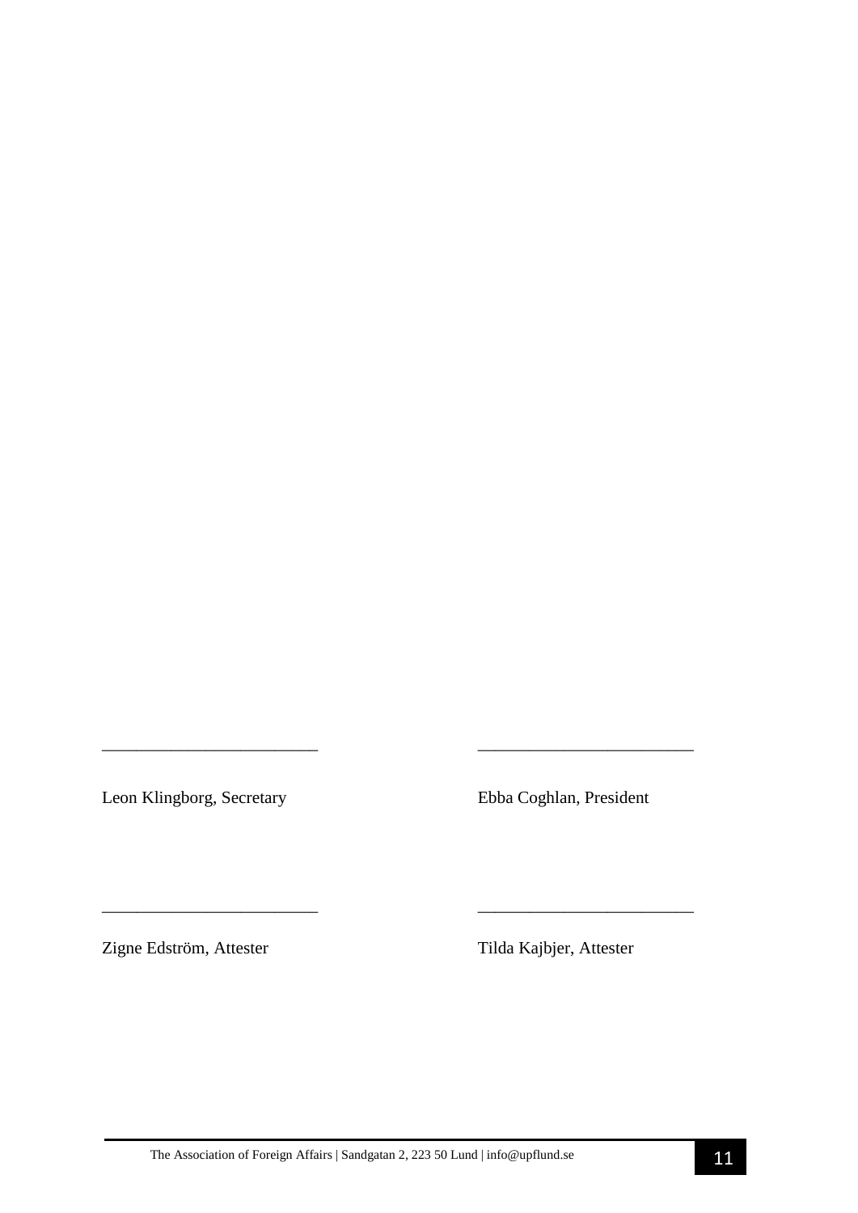\_\_\_\_\_\_\_\_\_\_\_\_\_\_\_\_\_\_\_\_\_\_\_\_\_ \_\_\_\_\_\_\_\_\_\_\_\_\_\_\_\_\_\_\_\_\_\_\_\_\_

Leon Klingborg, Secretary

Ebba Coghlan, President

\_\_\_\_\_\_\_\_\_\_\_\_\_\_\_\_\_\_\_\_\_\_\_\_\_ \_\_\_\_\_\_\_\_\_\_\_\_\_\_\_\_\_\_\_\_\_\_\_\_\_

Zigne Edström, Attester

Tilda Kajbjer, Attester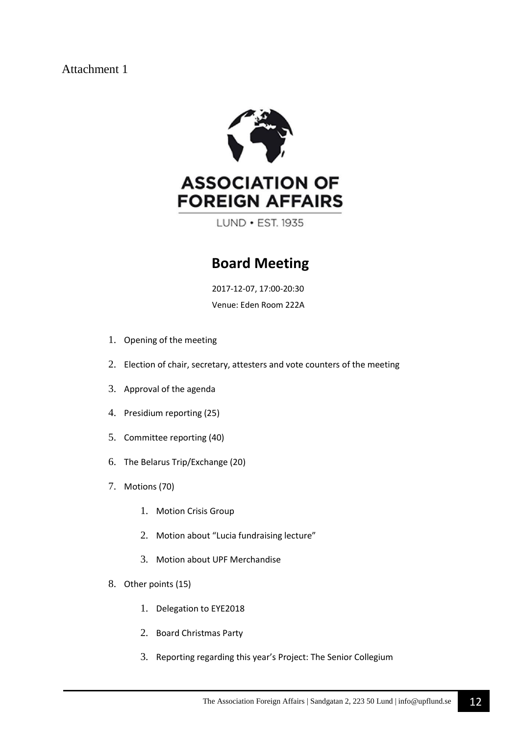Attachment 1

ASSOCIATION OF FOREIGN AFFAIRS

LUND • EST. 1935

## Board Meeting

2017-12-07, 17:00-20:30

Venue: Eden Room 222A

1. Opening of the meeting
2. Election of chair, secretary, attesters and vote counters of the meeting
3. Approval of the agenda
4. Presidium reporting (25)
5. Committee reporting (40)
6. The Belarus Trip/Exchange (20)
7. Motions (70)
    1. Motion Crisis Group
    2. Motion about "Lucia fundraising lecture"
    3. Motion about UPF Merchandise
8. Other points (15)
    1. Delegation to EYE2018
    2. Board Christmas Party
    3. Reporting regarding this year's Project: The Senior Collegium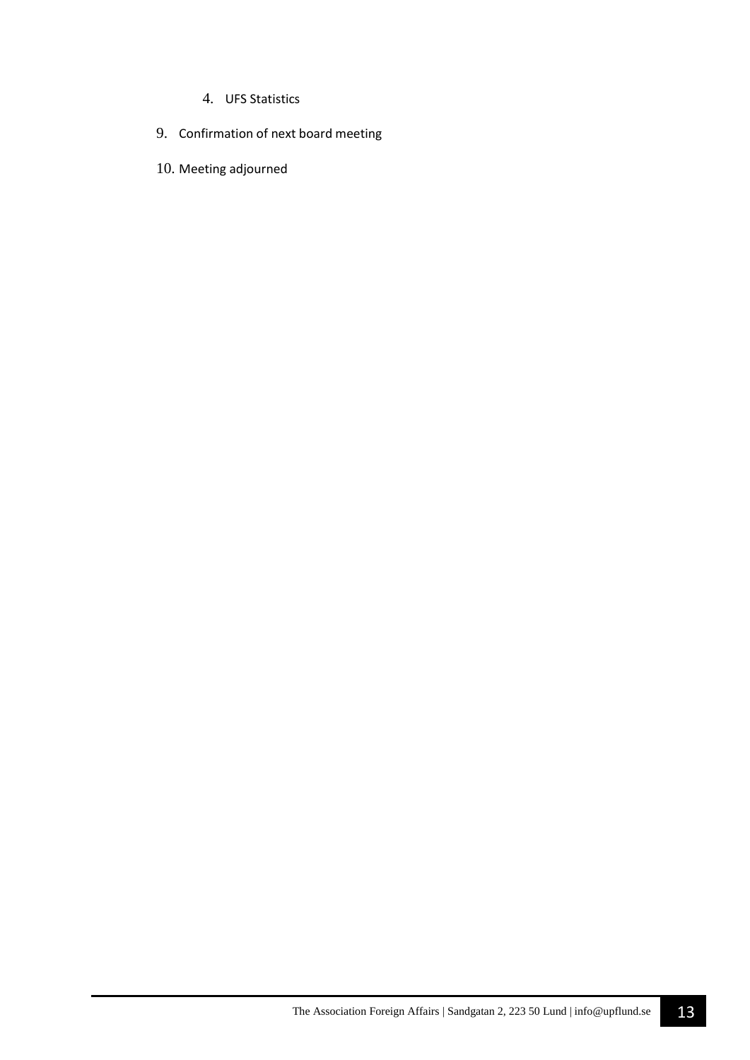4. UFS Statistics

9. Confirmation of next board meeting

10. Meeting adjourned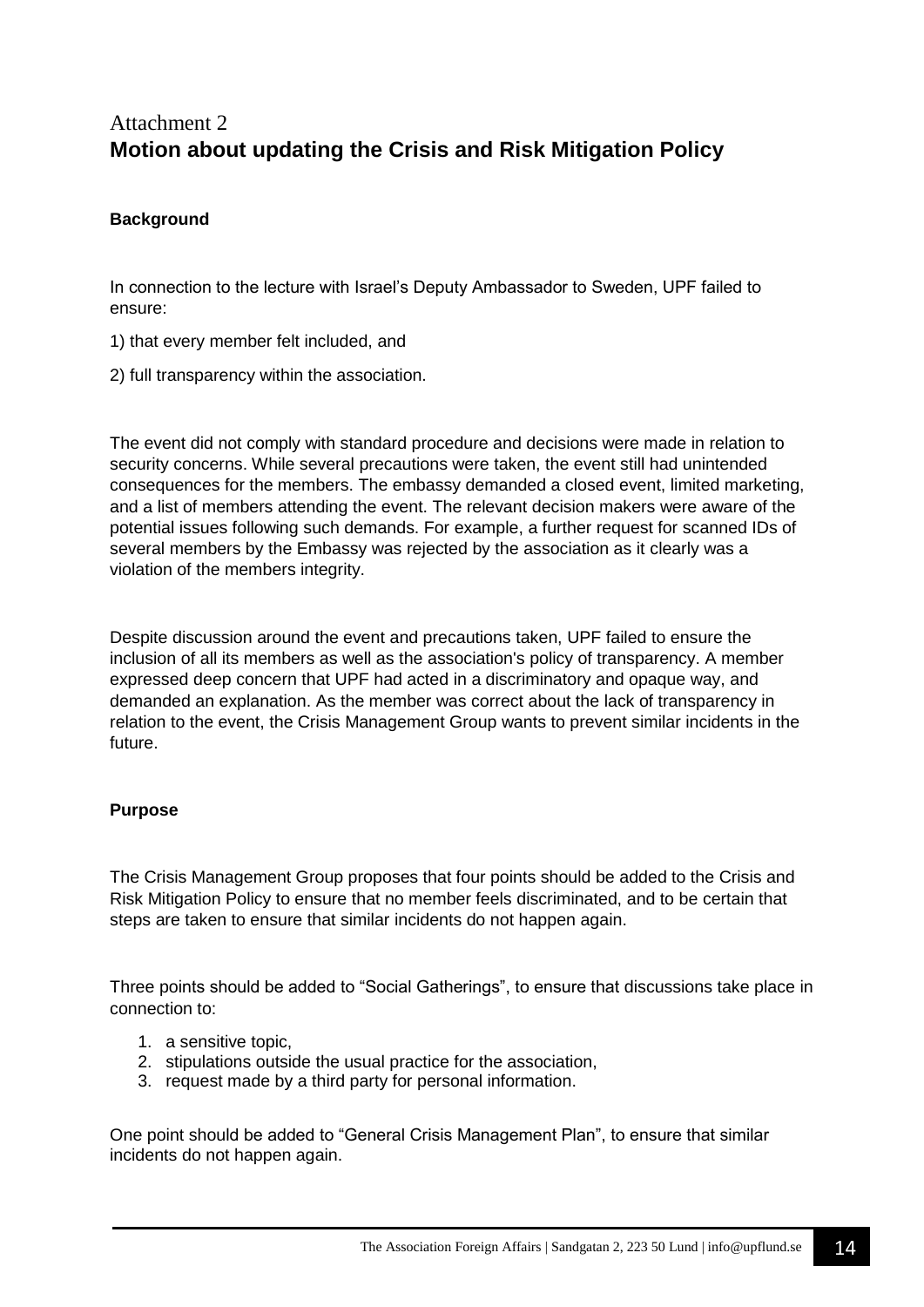# Attachment 2
## Motion about updating the Crisis and Risk Mitigation Policy

**Background**

In connection to the lecture with Israel's Deputy Ambassador to Sweden, UPF failed to ensure:

1) that every member felt included, and

2) full transparency within the association.

The event did not comply with standard procedure and decisions were made in relation to security concerns. While several precautions were taken, the event still had unintended consequences for the members. The embassy demanded a closed event, limited marketing, and a list of members attending the event. The relevant decision makers were aware of the potential issues following such demands. For example, a further request for scanned IDs of several members by the Embassy was rejected by the association as it clearly was a violation of the members integrity.

Despite discussion around the event and precautions taken, UPF failed to ensure the inclusion of all its members as well as the association's policy of transparency. A member expressed deep concern that UPF had acted in a discriminatory and opaque way, and demanded an explanation. As the member was correct about the lack of transparency in relation to the event, the Crisis Management Group wants to prevent similar incidents in the future.

**Purpose**

The Crisis Management Group proposes that four points should be added to the Crisis and Risk Mitigation Policy to ensure that no member feels discriminated, and to be certain that steps are taken to ensure that similar incidents do not happen again.

Three points should be added to "Social Gatherings", to ensure that discussions take place in connection to:

1. a sensitive topic,
2. stipulations outside the usual practice for the association,
3. request made by a third party for personal information.

One point should be added to "General Crisis Management Plan", to ensure that similar incidents do not happen again.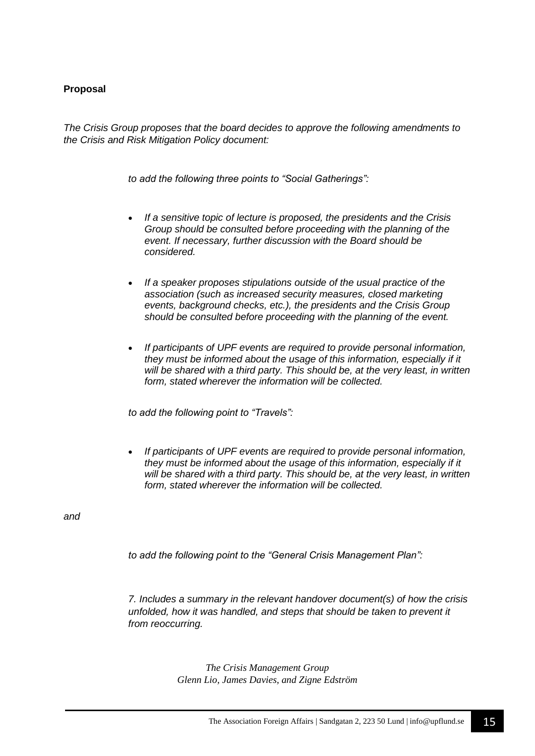**Proposal**

*The Crisis Group proposes that the board decides to approve the following amendments to the Crisis and Risk Mitigation Policy document:*

*to add the following three points to "Social Gatherings":*

- *If a sensitive topic of lecture is proposed, the presidents and the Crisis Group should be consulted before proceeding with the planning of the event. If necessary, further discussion with the Board should be considered.*
- *If a speaker proposes stipulations outside of the usual practice of the association (such as increased security measures, closed marketing events, background checks, etc.), the presidents and the Crisis Group should be consulted before proceeding with the planning of the event.*
- *If participants of UPF events are required to provide personal information, they must be informed about the usage of this information, especially if it will be shared with a third party. This should be, at the very least, in written form, stated wherever the information will be collected.*

*to add the following point to "Travels":*

- *If participants of UPF events are required to provide personal information, they must be informed about the usage of this information, especially if it will be shared with a third party. This should be, at the very least, in written form, stated wherever the information will be collected.*

*and*

*to add the following point to the "General Crisis Management Plan":*

*7. Includes a summary in the relevant handover document(s) of how the crisis unfolded, how it was handled, and steps that should be taken to prevent it from reoccurring.*

*The Crisis Management Group*
*Glenn Lio, James Davies, and Zigne Edström*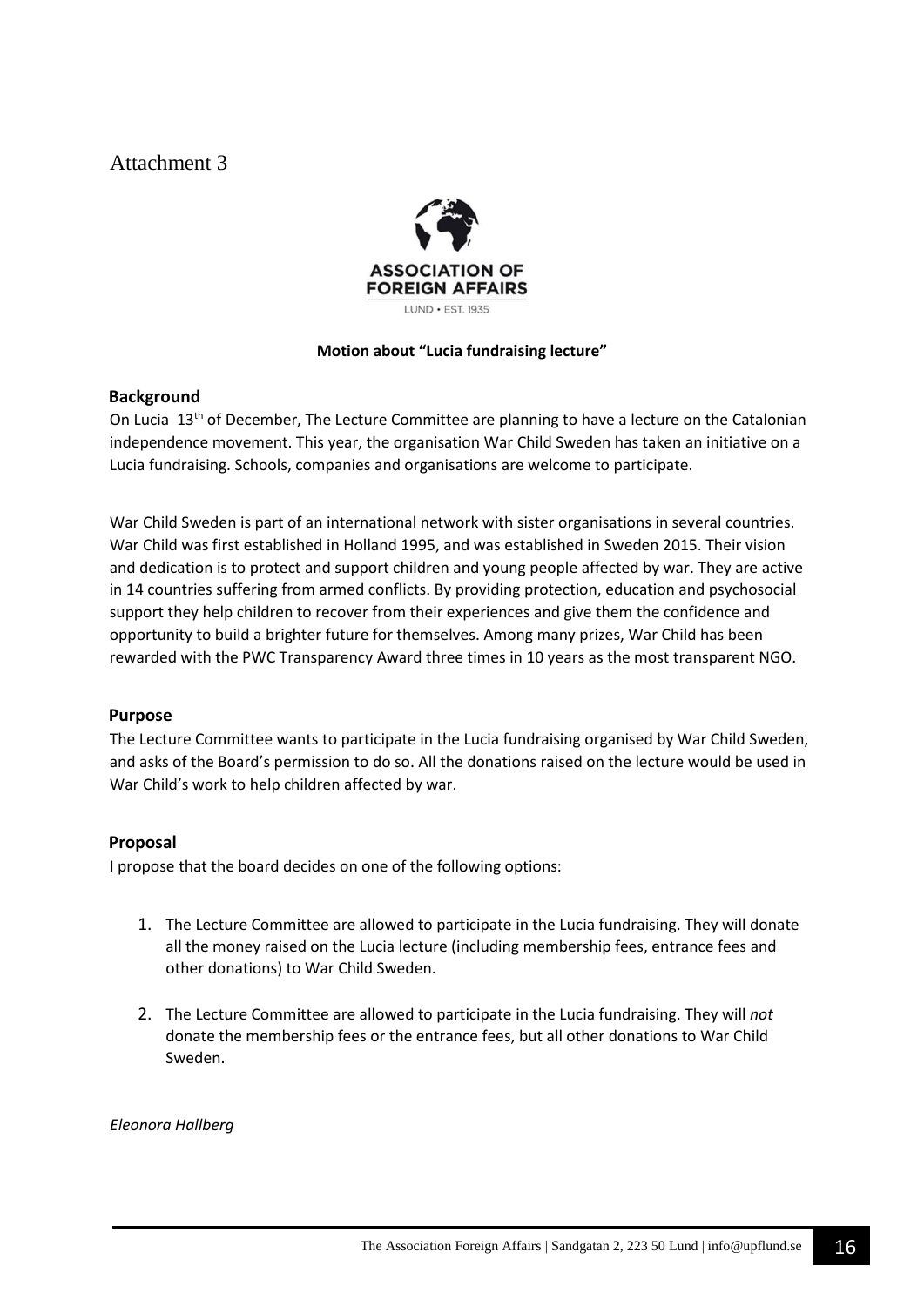Attachment 3

ASSOCIATION OF FOREIGN AFFAIRS
LUND • EST. 1935

**Motion about "Lucia fundraising lecture"**

## Background

On Lucia 13th of December, The Lecture Committee are planning to have a lecture on the Catalonian independence movement. This year, the organisation War Child Sweden has taken an initiative on a Lucia fundraising. Schools, companies and organisations are welcome to participate.

War Child Sweden is part of an international network with sister organisations in several countries. War Child was first established in Holland 1995, and was established in Sweden 2015. Their vision and dedication is to protect and support children and young people affected by war. They are active in 14 countries suffering from armed conflicts. By providing protection, education and psychosocial support they help children to recover from their experiences and give them the confidence and opportunity to build a brighter future for themselves. Among many prizes, War Child has been rewarded with the PWC Transparency Award three times in 10 years as the most transparent NGO.

## Purpose

The Lecture Committee wants to participate in the Lucia fundraising organised by War Child Sweden, and asks of the Board's permission to do so. All the donations raised on the lecture would be used in War Child's work to help children affected by war.

## Proposal

I propose that the board decides on one of the following options:

1. The Lecture Committee are allowed to participate in the Lucia fundraising. They will donate all the money raised on the Lucia lecture (including membership fees, entrance fees and other donations) to War Child Sweden.

2. The Lecture Committee are allowed to participate in the Lucia fundraising. They will *not* donate the membership fees or the entrance fees, but all other donations to War Child Sweden.

*Eleonora Hallberg*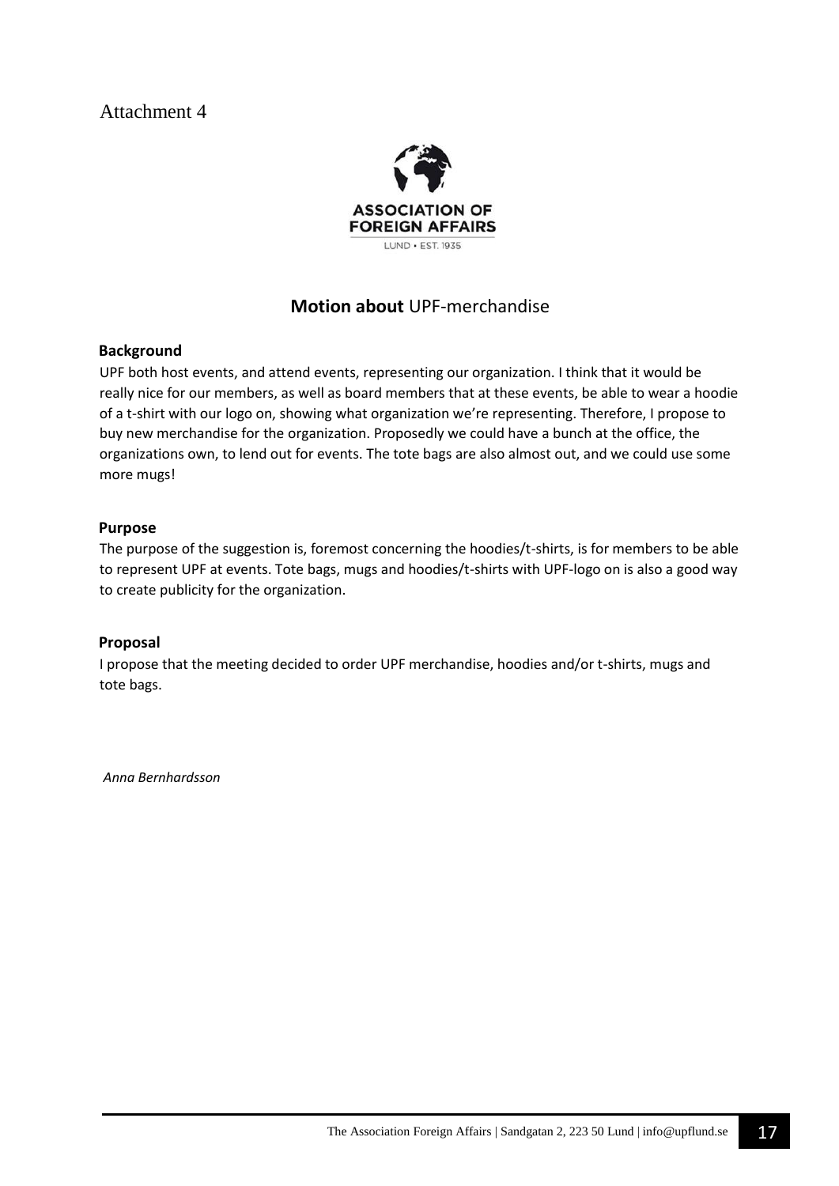Attachment 4

ASSOCIATION OF FOREIGN AFFAIRS
LUND • EST. 1935

## **Motion about** UPF-merchandise

**Background**

UPF both host events, and attend events, representing our organization. I think that it would be really nice for our members, as well as board members that at these events, be able to wear a hoodie of a t-shirt with our logo on, showing what organization we're representing. Therefore, I propose to buy new merchandise for the organization. Proposedly we could have a bunch at the office, the organizations own, to lend out for events. The tote bags are also almost out, and we could use some more mugs!

**Purpose**

The purpose of the suggestion is, foremost concerning the hoodies/t-shirts, is for members to be able to represent UPF at events. Tote bags, mugs and hoodies/t-shirts with UPF-logo on is also a good way to create publicity for the organization.

**Proposal**

I propose that the meeting decided to order UPF merchandise, hoodies and/or t-shirts, mugs and tote bags.

*Anna Bernhardsson*